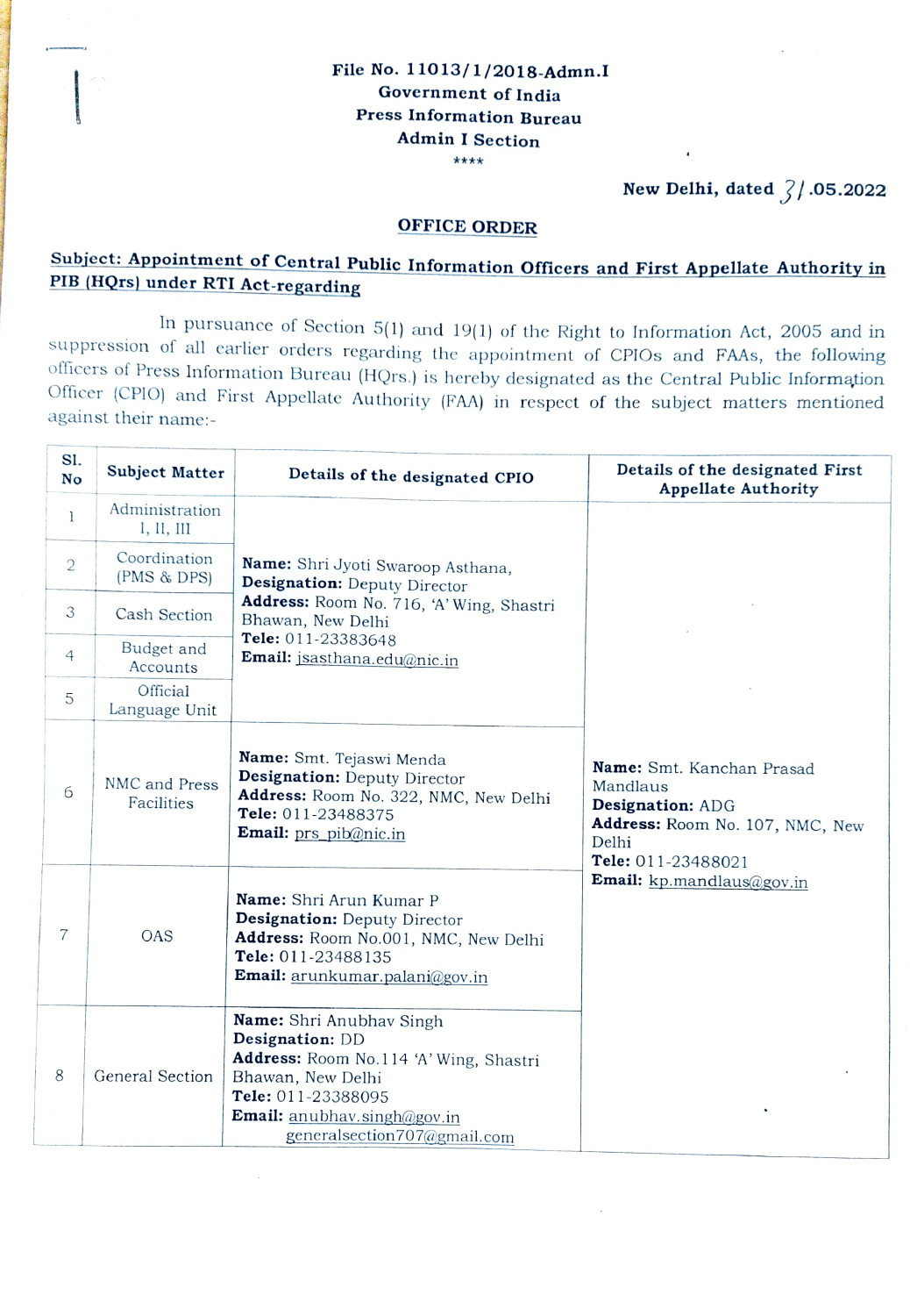**File No. 11013/1/2018-Admn.I**
**Government of India**
**Press Information Bureau**
**Admin I Section**
\*\*\*\*

**New Delhi, dated 31.05.2022**

## OFFICE ORDER

**Subject: Appointment of Central Public Information Officers and First Appellate Authority in PIB (HQrs) under RTI Act-regarding**

In pursuance of Section 5(1) and 19(1) of the Right to Information Act, 2005 and in suppression of all earlier orders regarding the appointment of CPIOs and FAAs, the following officers of Press Information Bureau (HQrs.) is hereby designated as the Central Public Information Officer (CPIO) and First Appellate Authority (FAA) in respect of the subject matters mentioned against their name:-

| Sl. No | Subject Matter | Details of the designated CPIO | Details of the designated First Appellate Authority |
|---|---|---|---|
| 1 | Administration I, II, III | **Name:** Shri Jyoti Swaroop Asthana, **Designation:** Deputy Director **Address:** Room No. 716, 'A' Wing, Shastri Bhawan, New Delhi **Tele:** 011-23383648 **Email:** jsasthana.edu@nic.in | **Name:** Smt. Kanchan Prasad Mandlaus **Designation:** ADG **Address:** Room No. 107, NMC, New Delhi **Tele:** 011-23488021 **Email:** kp.mandlaus@gov.in |
| 2 | Coordination (PMS & DPS) | | |
| 3 | Cash Section | | |
| 4 | Budget and Accounts | | |
| 5 | Official Language Unit | | |
| 6 | NMC and Press Facilities | **Name:** Smt. Tejaswi Menda **Designation:** Deputy Director **Address:** Room No. 322, NMC, New Delhi **Tele:** 011-23488375 **Email:** prs_pib@nic.in | |
| 7 | OAS | **Name:** Shri Arun Kumar P **Designation:** Deputy Director **Address:** Room No.001, NMC, New Delhi **Tele:** 011-23488135 **Email:** arunkumar.palani@gov.in | |
| 8 | General Section | **Name:** Shri Anubhav Singh **Designation:** DD **Address:** Room No.114 'A' Wing, Shastri Bhawan, New Delhi **Tele:** 011-23388095 **Email:** anubhav.singh@gov.in generalsection707@gmail.com | |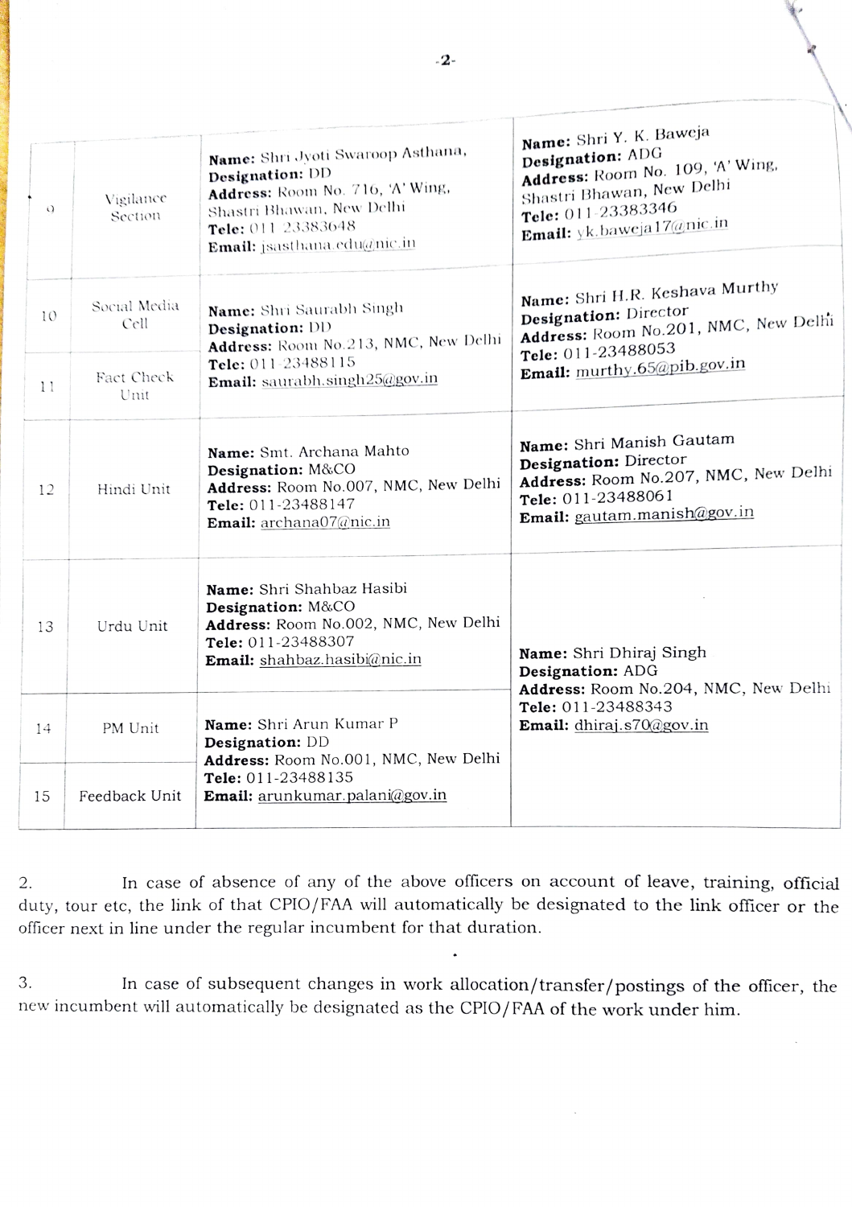| 9 | Vigilance Section | **Name:** Shri Jyoti Swaroop Asthana, **Designation:** DD **Address:** Room No. 716, 'A' Wing, Shastri Bhawan, New Delhi **Tele:** 011-23383648 **Email:** jsasthana.edu@nic.in | **Name:** Shri Y. K. Baweja **Designation:** ADG **Address:** Room No. 109, 'A' Wing, Shastri Bhawan, New Delhi **Tele:** 011-23383346 **Email:** yk.baweja17@nic.in |
|---|---|---|---|
| 10 | Social Media Cell | **Name:** Shri Saurabh Singh **Designation:** DD **Address:** Room No.213, NMC, New Delhi **Tele:** 011-23488115 **Email:** saurabh.singh25@gov.in | **Name:** Shri H.R. Keshava Murthy **Designation:** Director **Address:** Room No.201, NMC, New Delhi **Tele:** 011-23488053 **Email:** murthy.65@pib.gov.in |
| 11 | Fact Check Unit | | |
| 12 | Hindi Unit | **Name:** Smt. Archana Mahto **Designation:** M&CO **Address:** Room No.007, NMC, New Delhi **Tele:** 011-23488147 **Email:** archana07@nic.in | **Name:** Shri Manish Gautam **Designation:** Director **Address:** Room No.207, NMC, New Delhi **Tele:** 011-23488061 **Email:** gautam.manish@gov.in |
| 13 | Urdu Unit | **Name:** Shri Shahbaz Hasibi **Designation:** M&CO **Address:** Room No.002, NMC, New Delhi **Tele:** 011-23488307 **Email:** shahbaz.hasibi@nic.in | **Name:** Shri Dhiraj Singh **Designation:** ADG **Address:** Room No.204, NMC, New Delhi **Tele:** 011-23488343 **Email:** dhiraj.s70@gov.in |
| 14 | PM Unit | **Name:** Shri Arun Kumar P **Designation:** DD **Address:** Room No.001, NMC, New Delhi **Tele:** 011-23488135 **Email:** arunkumar.palani@gov.in | |
| 15 | Feedback Unit | | |

2. In case of absence of any of the above officers on account of leave, training, official duty, tour etc, the link of that CPIO/FAA will automatically be designated to the link officer or the officer next in line under the regular incumbent for that duration.

3. In case of subsequent changes in work allocation/transfer/postings of the officer, the new incumbent will automatically be designated as the CPIO/FAA of the work under him.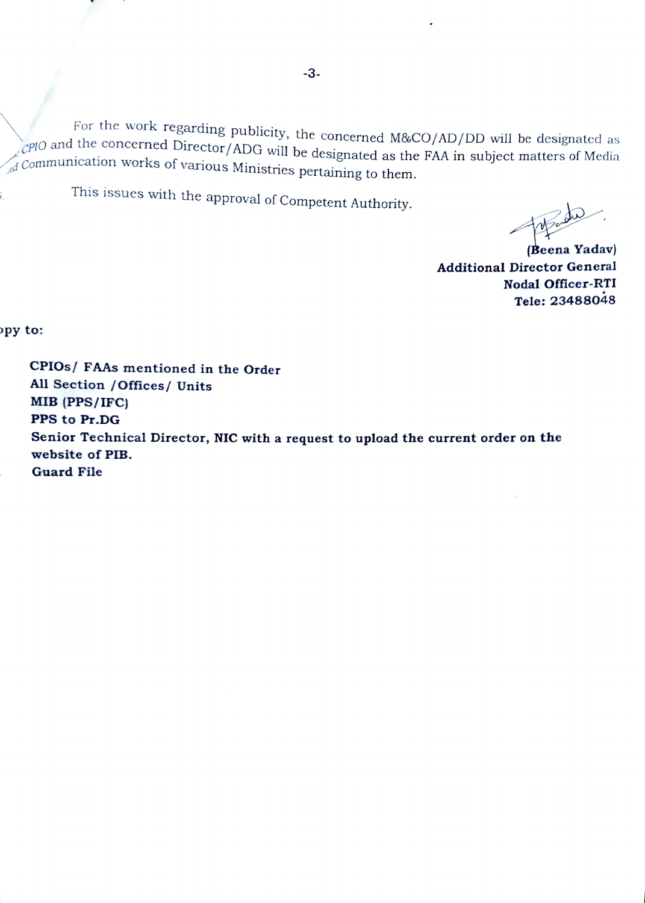For the work regarding publicity, the concerned M&CO/AD/DD will be designated as CPIO and the concerned Director/ADG will be designated as the FAA in subject matters of Media and Communication works of various Ministries pertaining to them.

This issues with the approval of Competent Authority.

**(Beena Yadav)**
**Additional Director General**
**Nodal Officer-RTI**
**Tele: 23488048**

**Copy to:**

**CPIOs/ FAAs mentioned in the Order**
**All Section /Offices/ Units**
**MIB (PPS/IFC)**
**PPS to Pr.DG**
**Senior Technical Director, NIC with a request to upload the current order on the website of PIB.**
**Guard File**